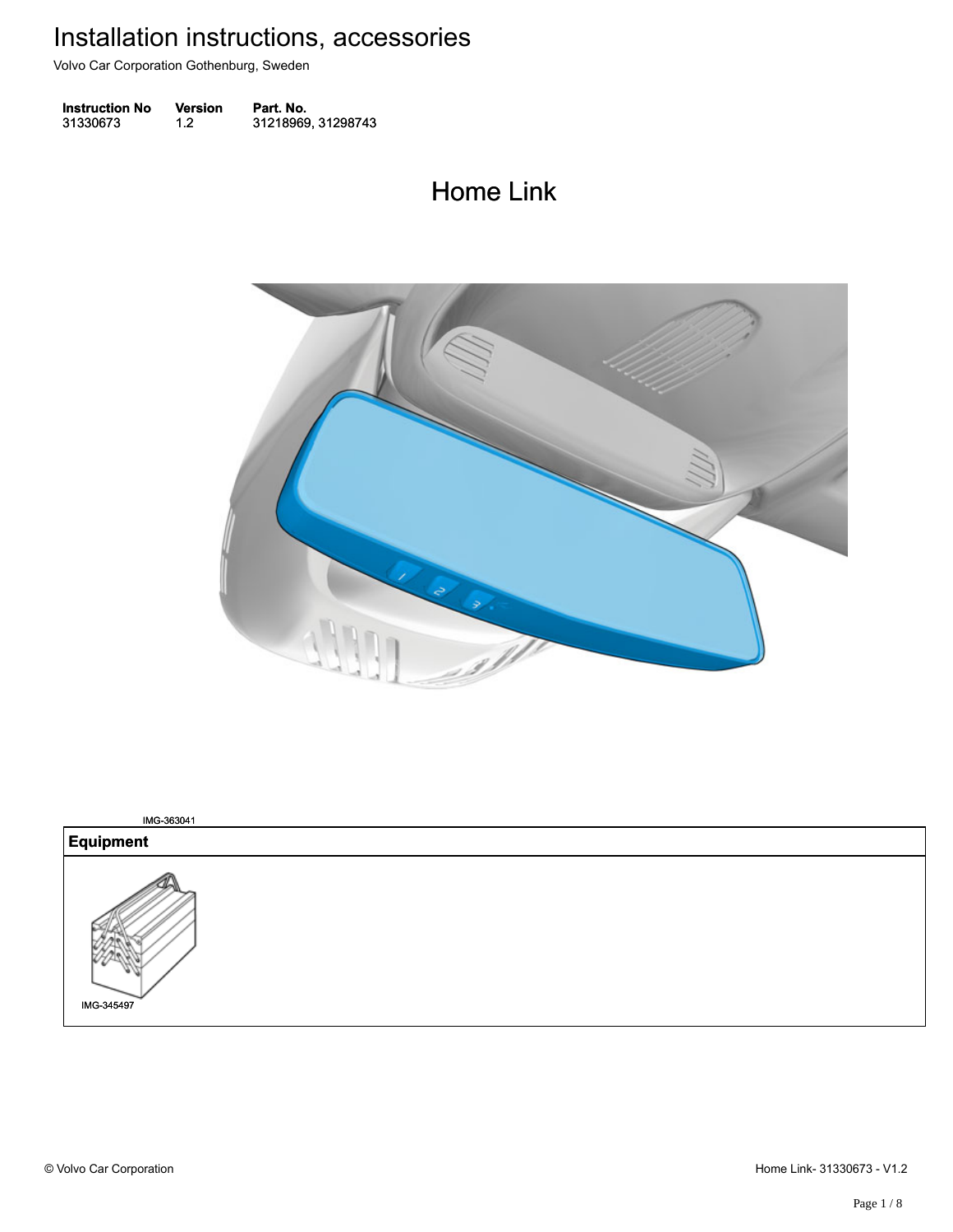# Installation instructions, accessories

Volvo Car Corporation Gothenburg, Sweden

| Instruction No | Version | Part. No. |
|---|---|---|
| 31330673 | 1.2 | 31218969, 31298743 |

## Home Link

IMG-363041

| Equipment |
|---|
| IMG-345497 |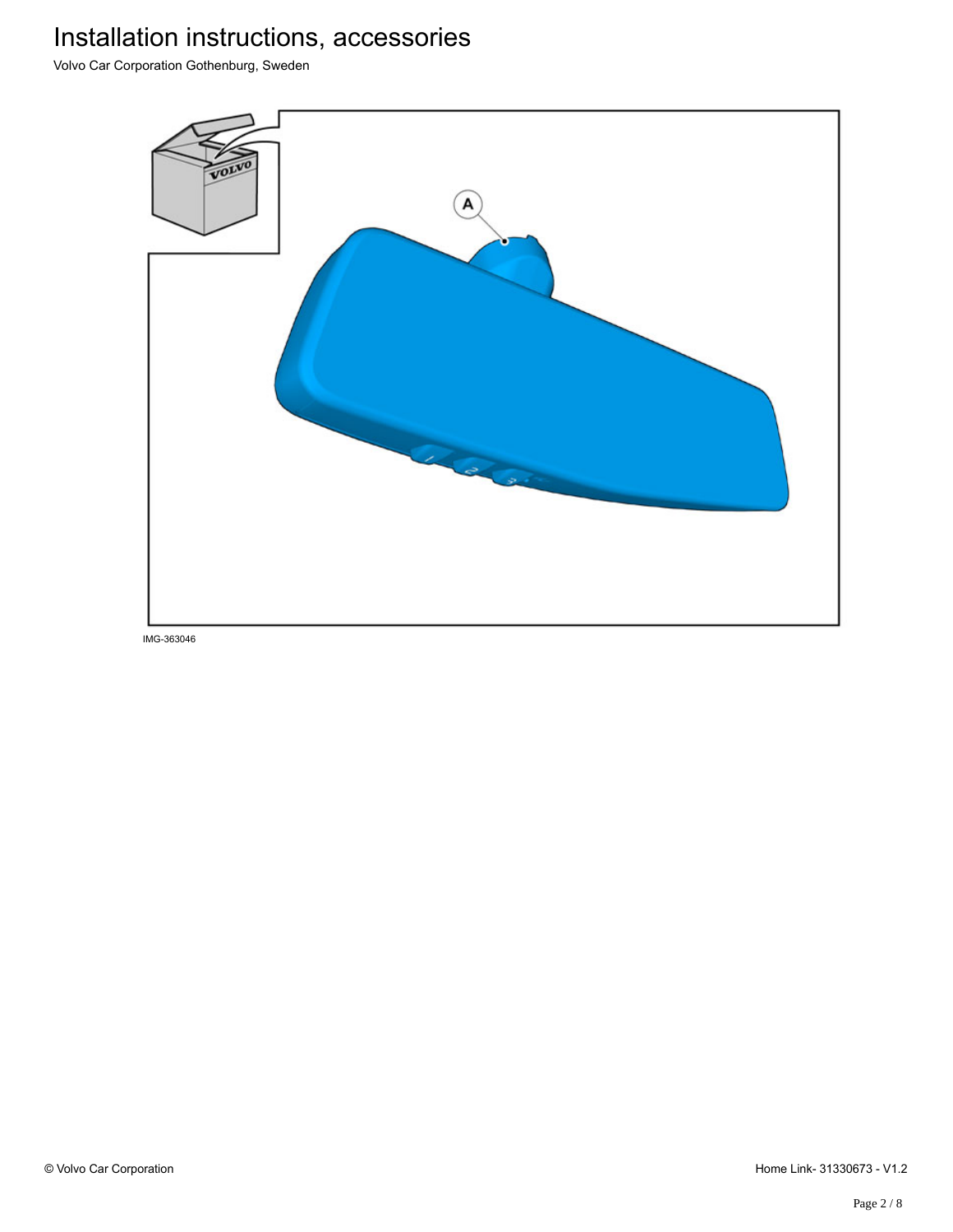IMG-363046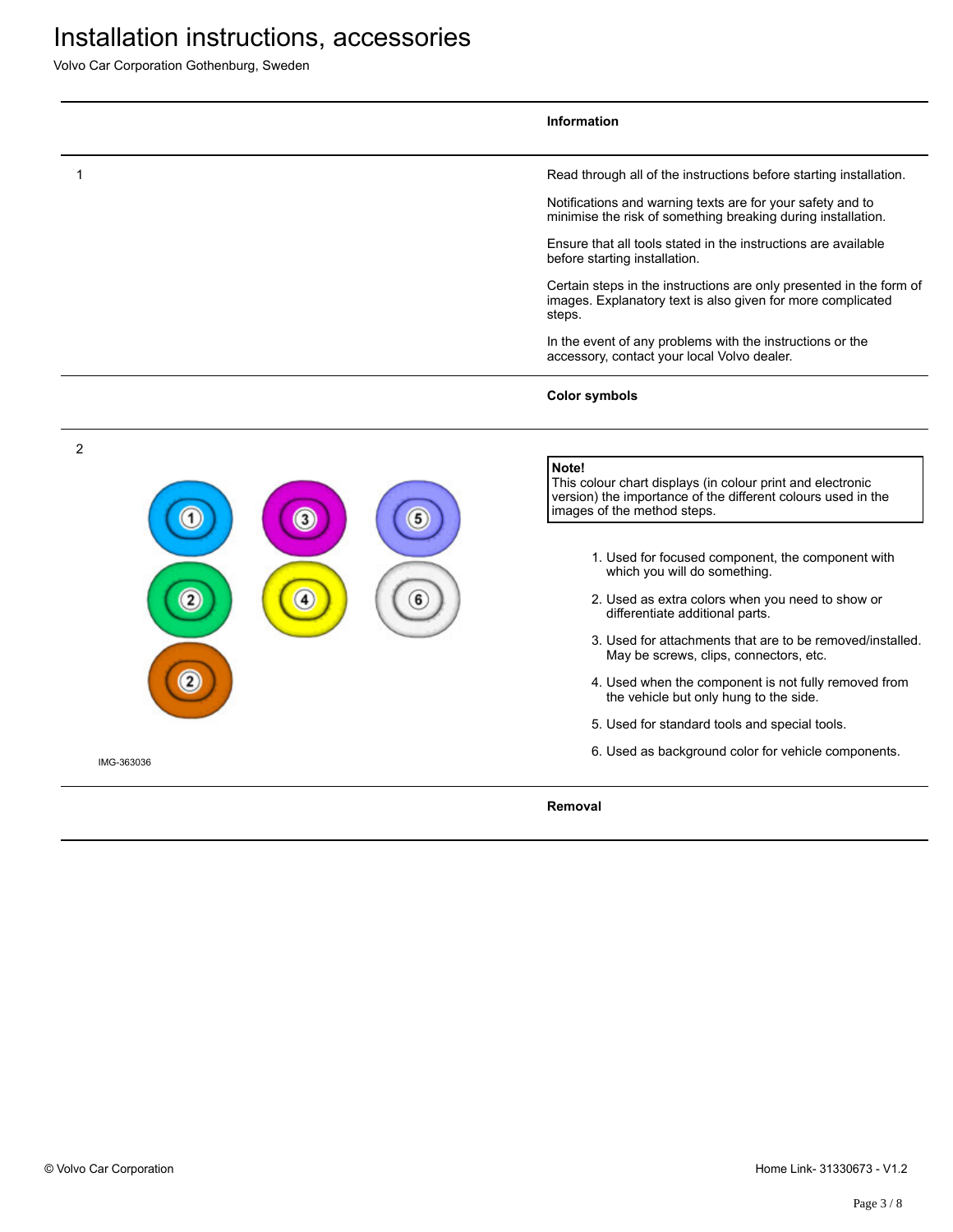# Installation instructions, accessories

Volvo Car Corporation Gothenburg, Sweden

**Information**

1

Read through all of the instructions before starting installation.

Notifications and warning texts are for your safety and to minimise the risk of something breaking during installation.

Ensure that all tools stated in the instructions are available before starting installation.

Certain steps in the instructions are only presented in the form of images. Explanatory text is also given for more complicated steps.

In the event of any problems with the instructions or the accessory, contact your local Volvo dealer.

**Color symbols**

2

1 3 5
2 4 6
2

IMG-363036

> **Note!**
> This colour chart displays (in colour print and electronic version) the importance of the different colours used in the images of the method steps.

1. Used for focused component, the component with which you will do something.
2. Used as extra colors when you need to show or differentiate additional parts.
3. Used for attachments that are to be removed/installed. May be screws, clips, connectors, etc.
4. Used when the component is not fully removed from the vehicle but only hung to the side.
5. Used for standard tools and special tools.
6. Used as background color for vehicle components.

**Removal**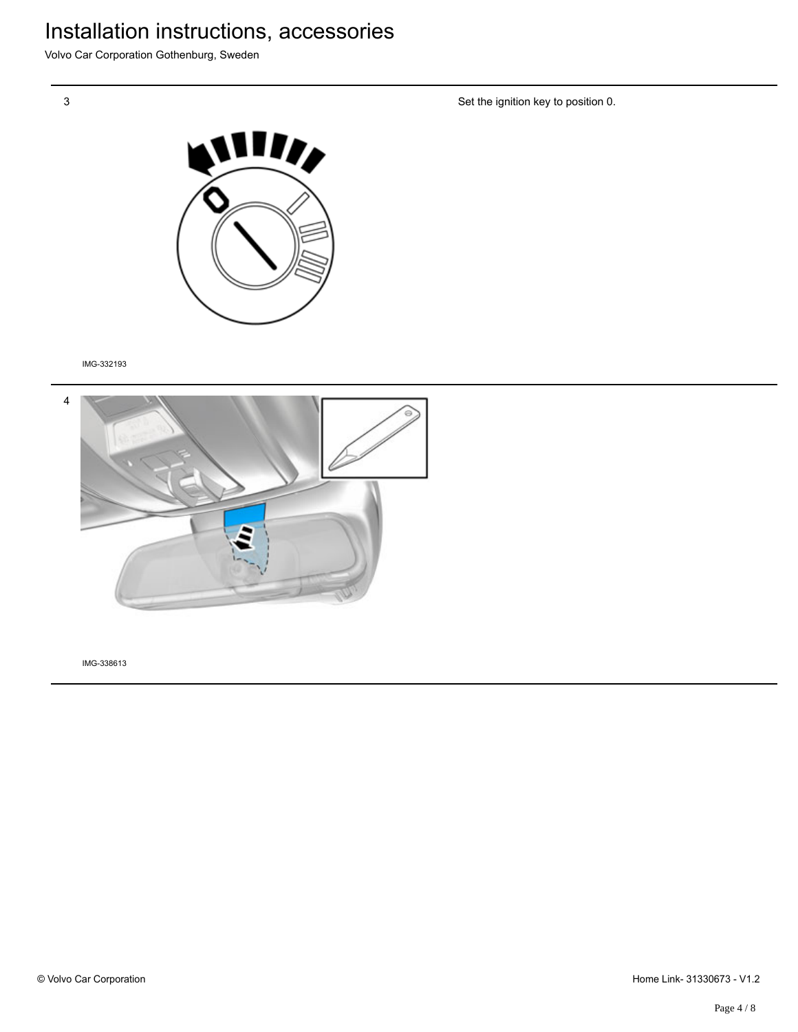3

Set the ignition key to position 0.

IMG-332193

4

IMG-338613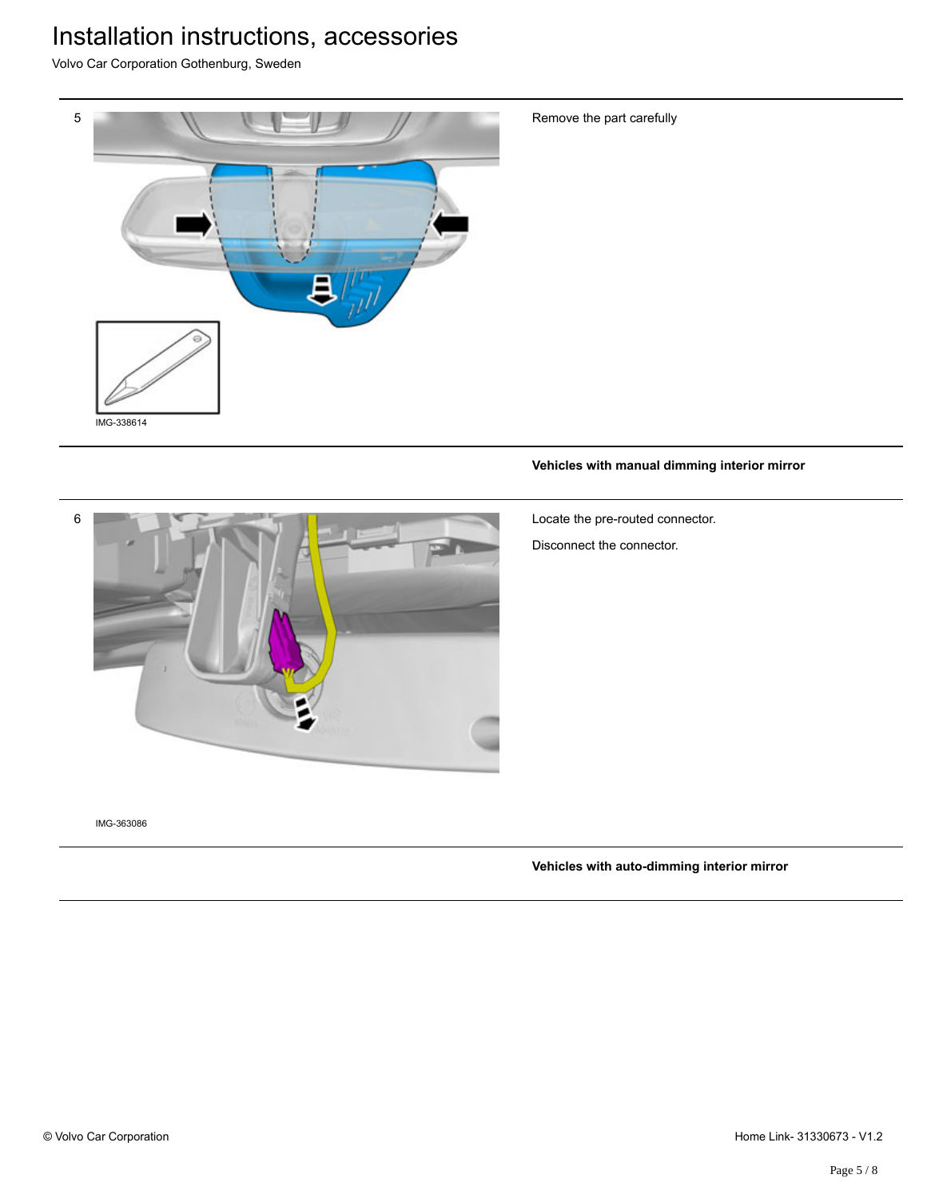5

IMG-338614

Remove the part carefully

**Vehicles with manual dimming interior mirror**

6

IMG-363086

Locate the pre-routed connector.

Disconnect the connector.

**Vehicles with auto-dimming interior mirror**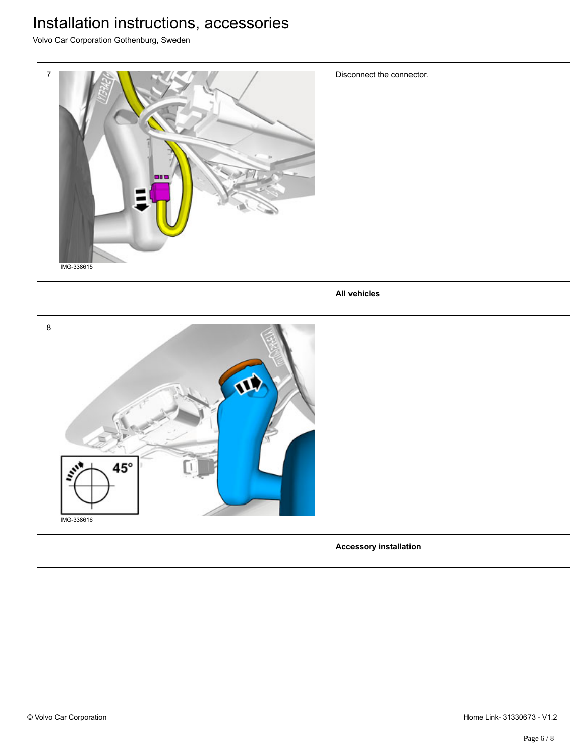# Installation instructions, accessories

Volvo Car Corporation Gothenburg, Sweden

7

IMG-338615

Disconnect the connector.

**All vehicles**

8

45°

IMG-338616

**Accessory installation**

© Volvo Car Corporation

Home Link- 31330673 - V1.2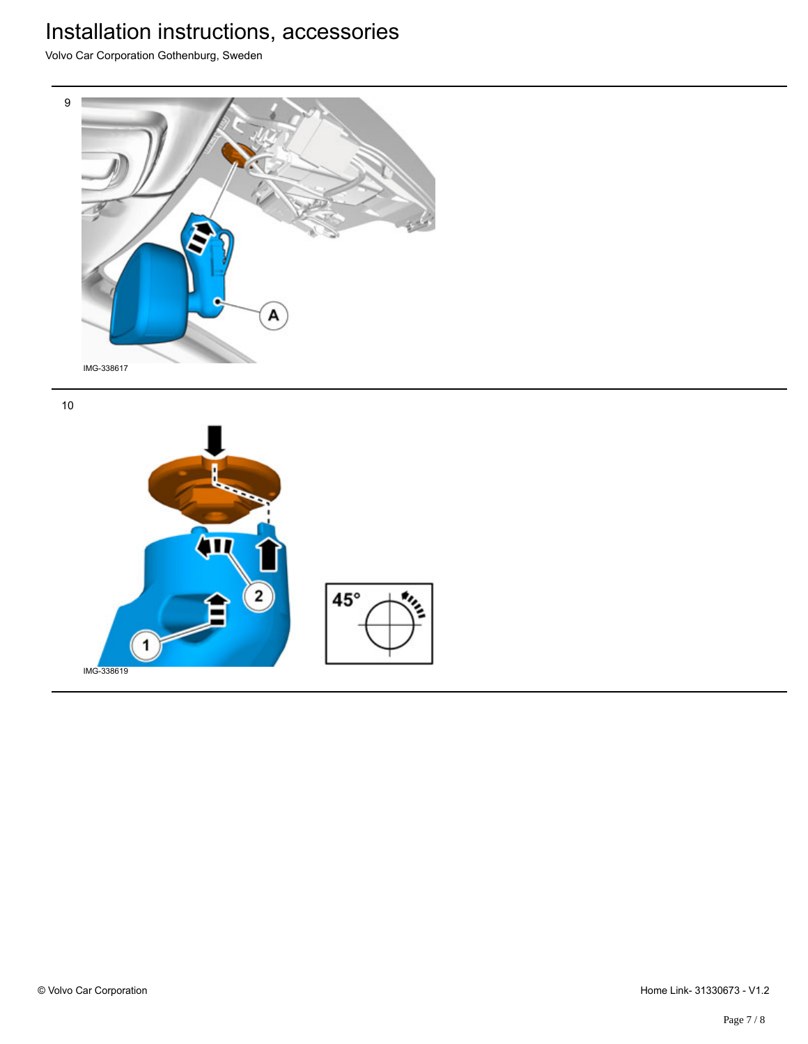9

IMG-338617

10

IMG-338619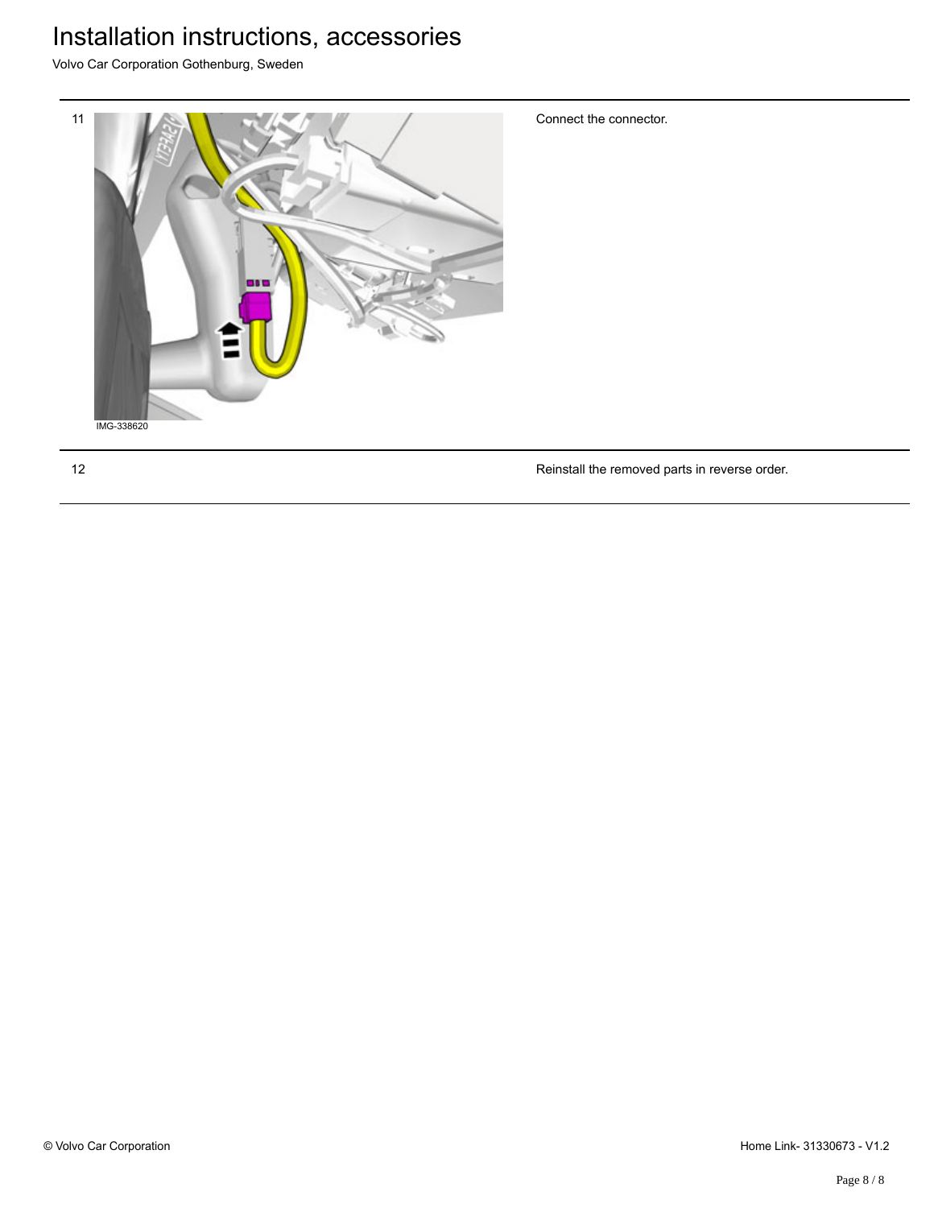| | | |
|---|---|---|
| 11 | IMG-338620 | Connect the connector. |
| 12 | | Reinstall the removed parts in reverse order. |